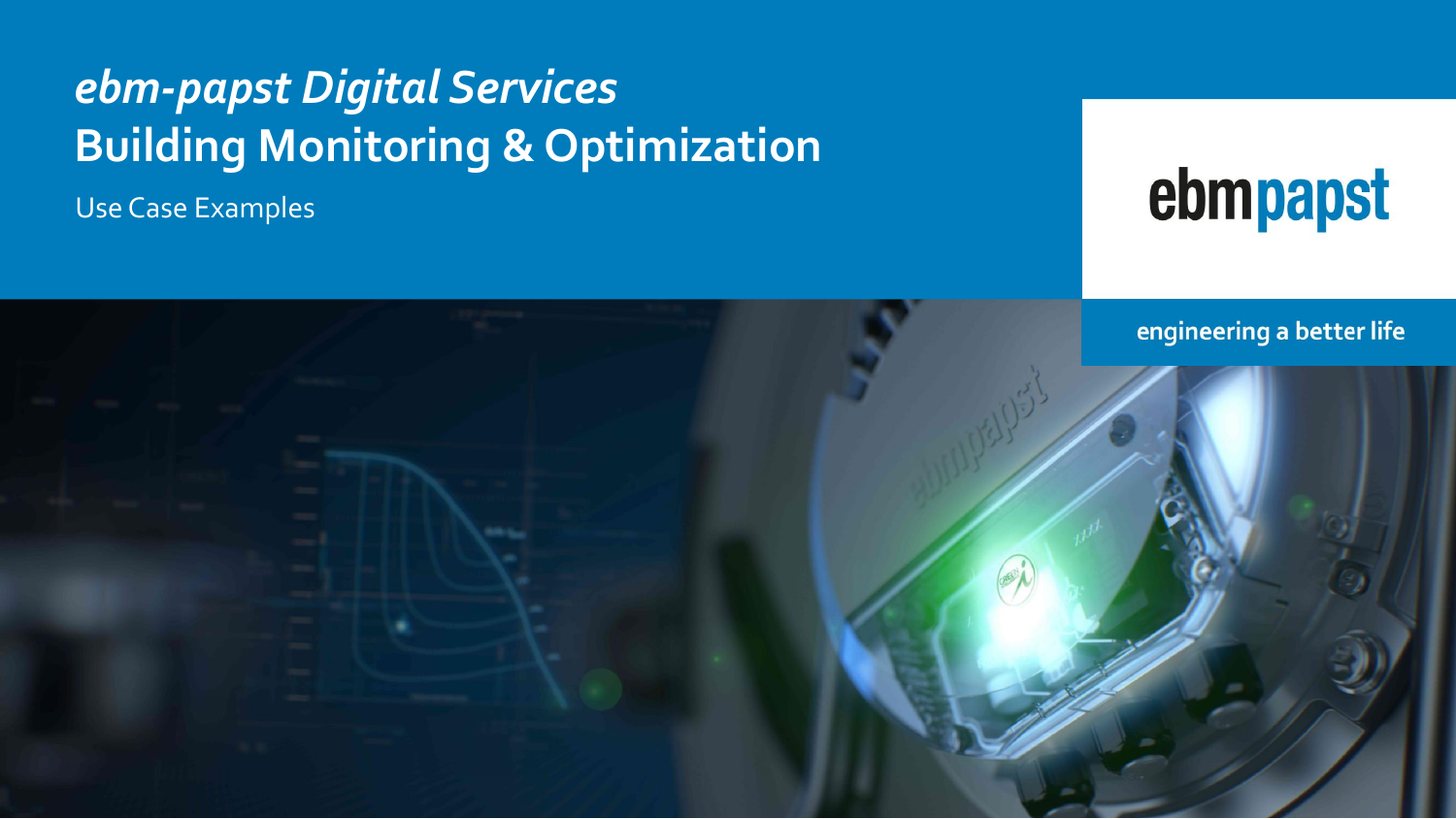# *ebm-papst Digital Services*
# Building Monitoring & Optimization

Use Case Examples

ebmpapst

engineering a better life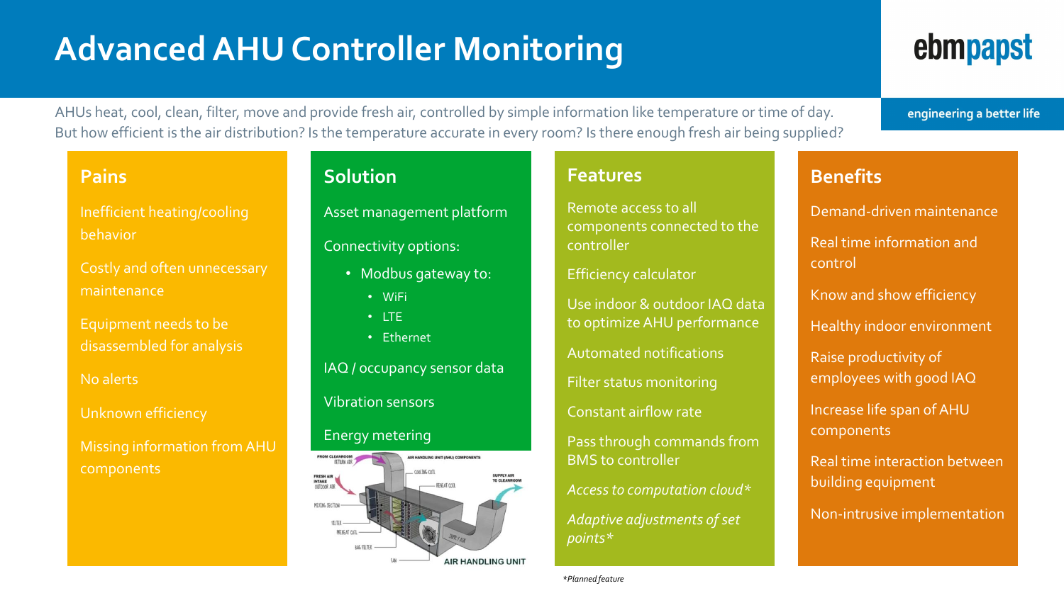# Advanced AHU Controller Monitoring

ebmpapst

engineering a better life

AHUs heat, cool, clean, filter, move and provide fresh air, controlled by simple information like temperature or time of day. But how efficient is the air distribution? Is the temperature accurate in every room? Is there enough fresh air being supplied?

## Pains

Inefficient heating/cooling behavior

Costly and often unnecessary maintenance

Equipment needs to be disassembled for analysis

No alerts

Unknown efficiency

Missing information from AHU components

## Solution

Asset management platform

Connectivity options:

- Modbus gateway to:
  - WiFi
  - LTE
  - Ethernet

IAQ / occupancy sensor data

Vibration sensors

Energy metering

## Features

Remote access to all components connected to the controller

Efficiency calculator

Use indoor & outdoor IAQ data to optimize AHU performance

Automated notifications

Filter status monitoring

Constant airflow rate

Pass through commands from BMS to controller

*Access to computation cloud**

*Adaptive adjustments of set points**

## Benefits

Demand-driven maintenance

Real time information and control

Know and show efficiency

Healthy indoor environment

Raise productivity of employees with good IAQ

Increase life span of AHU components

Real time interaction between building equipment

Non-intrusive implementation

*Planned feature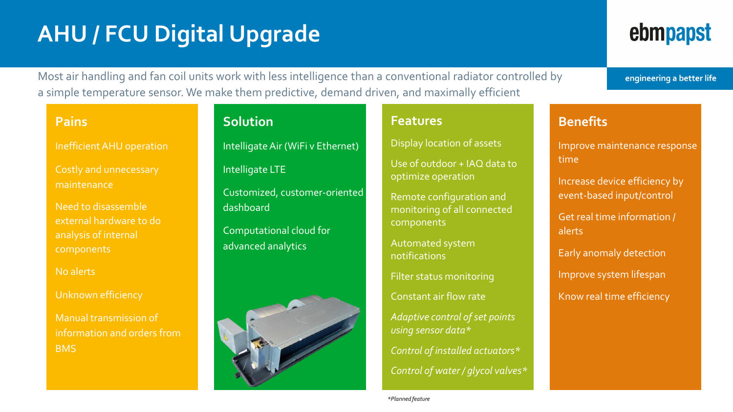# AHU / FCU Digital Upgrade

ebmpapst

engineering a better life

Most air handling and fan coil units work with less intelligence than a conventional radiator controlled by a simple temperature sensor. We make them predictive, demand driven, and maximally efficient

## Pains

- Inefficient AHU operation
- Costly and unnecessary maintenance
- Need to disassemble external hardware to do analysis of internal components
- No alerts
- Unknown efficiency
- Manual transmission of information and orders from BMS

## Solution

- Intelligate Air (WiFi v Ethernet)
- Intelligate LTE
- Customized, customer-oriented dashboard
- Computational cloud for advanced analytics

## Features

- Display location of assets
- Use of outdoor + IAQ data to optimize operation
- Remote configuration and monitoring of all connected components
- Automated system notifications
- Filter status monitoring
- Constant air flow rate
- *Adaptive control of set points using sensor data**
- *Control of installed actuators**
- *Control of water / glycol valves**

## Benefits

- Improve maintenance response time
- Increase device efficiency by event-based input/control
- Get real time information / alerts
- Early anomaly detection
- Improve system lifespan
- Know real time efficiency

*\*Planned feature*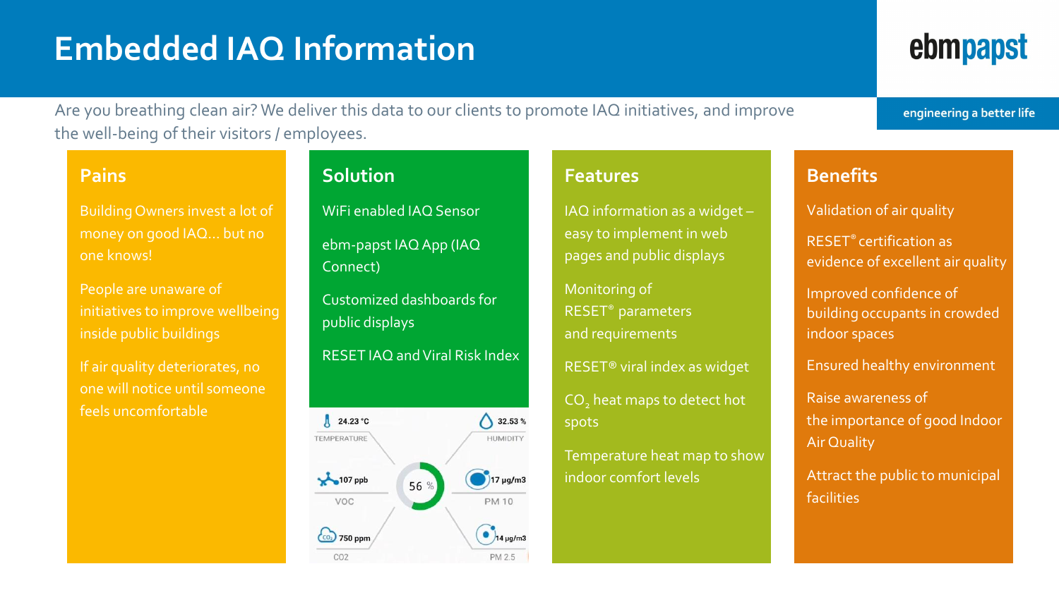# Embedded IAQ Information

ebmpapst

engineering a better life

Are you breathing clean air? We deliver this data to our clients to promote IAQ initiatives, and improve the well-being of their visitors / employees.

## Pains

Building Owners invest a lot of money on good IAQ… but no one knows!

People are unaware of initiatives to improve wellbeing inside public buildings

If air quality deteriorates, no one will notice until someone feels uncomfortable

## Solution

WiFi enabled IAQ Sensor

ebm-papst IAQ App (IAQ Connect)

Customized dashboards for public displays

RESET IAQ and Viral Risk Index

24.23 °C
TEMPERATURE

32.53 %
HUMIDITY

107 ppb
VOC

56 %

17 µg/m3
PM 10

750 ppm
CO2

14 µg/m3
PM 2.5

## Features

IAQ information as a widget – easy to implement in web pages and public displays

Monitoring of RESET® parameters and requirements

RESET® viral index as widget

$CO_2$ heat maps to detect hot spots

Temperature heat map to show indoor comfort levels

## Benefits

Validation of air quality

RESET® certification as evidence of excellent air quality

Improved confidence of building occupants in crowded indoor spaces

Ensured healthy environment

Raise awareness of the importance of good Indoor Air Quality

Attract the public to municipal facilities